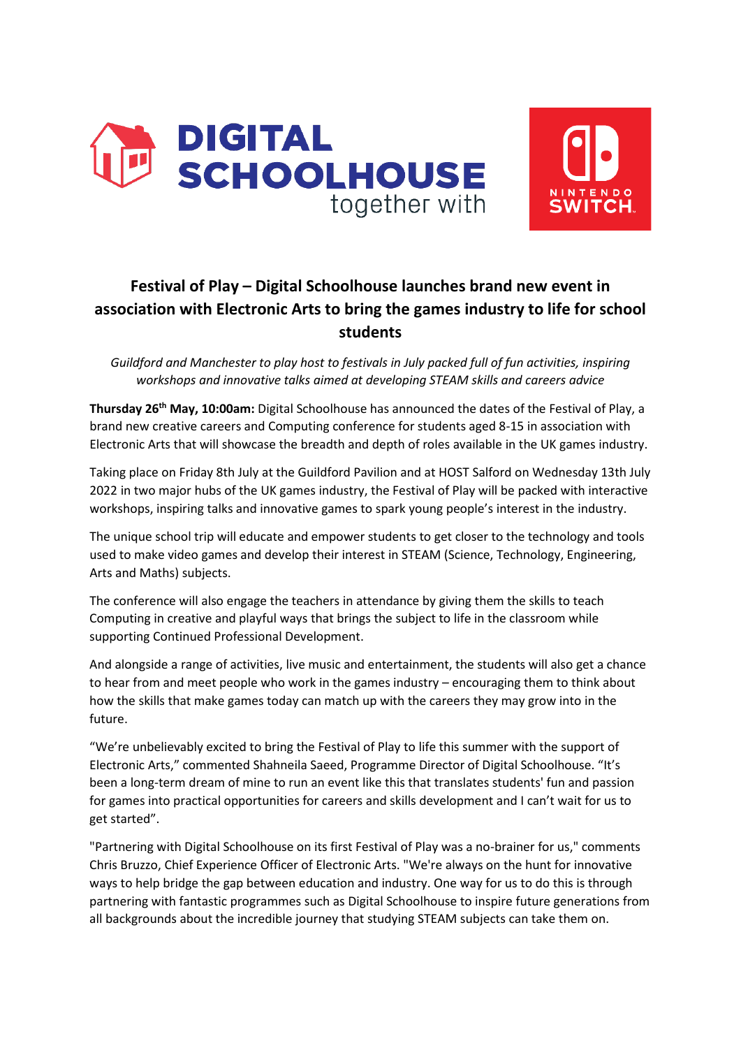DIGITAL SCHOOLHOUSE together with NINTENDO SWITCH

## Festival of Play – Digital Schoolhouse launches brand new event in association with Electronic Arts to bring the games industry to life for school students

*Guildford and Manchester to play host to festivals in July packed full of fun activities, inspiring workshops and innovative talks aimed at developing STEAM skills and careers advice*

**Thursday 26th May, 10:00am:** Digital Schoolhouse has announced the dates of the Festival of Play, a brand new creative careers and Computing conference for students aged 8-15 in association with Electronic Arts that will showcase the breadth and depth of roles available in the UK games industry.

Taking place on Friday 8th July at the Guildford Pavilion and at HOST Salford on Wednesday 13th July 2022 in two major hubs of the UK games industry, the Festival of Play will be packed with interactive workshops, inspiring talks and innovative games to spark young people's interest in the industry.

The unique school trip will educate and empower students to get closer to the technology and tools used to make video games and develop their interest in STEAM (Science, Technology, Engineering, Arts and Maths) subjects.

The conference will also engage the teachers in attendance by giving them the skills to teach Computing in creative and playful ways that brings the subject to life in the classroom while supporting Continued Professional Development.

And alongside a range of activities, live music and entertainment, the students will also get a chance to hear from and meet people who work in the games industry – encouraging them to think about how the skills that make games today can match up with the careers they may grow into in the future.

"We're unbelievably excited to bring the Festival of Play to life this summer with the support of Electronic Arts," commented Shahneila Saeed, Programme Director of Digital Schoolhouse. "It's been a long-term dream of mine to run an event like this that translates students' fun and passion for games into practical opportunities for careers and skills development and I can't wait for us to get started".

"Partnering with Digital Schoolhouse on its first Festival of Play was a no-brainer for us," comments Chris Bruzzo, Chief Experience Officer of Electronic Arts. "We're always on the hunt for innovative ways to help bridge the gap between education and industry. One way for us to do this is through partnering with fantastic programmes such as Digital Schoolhouse to inspire future generations from all backgrounds about the incredible journey that studying STEAM subjects can take them on.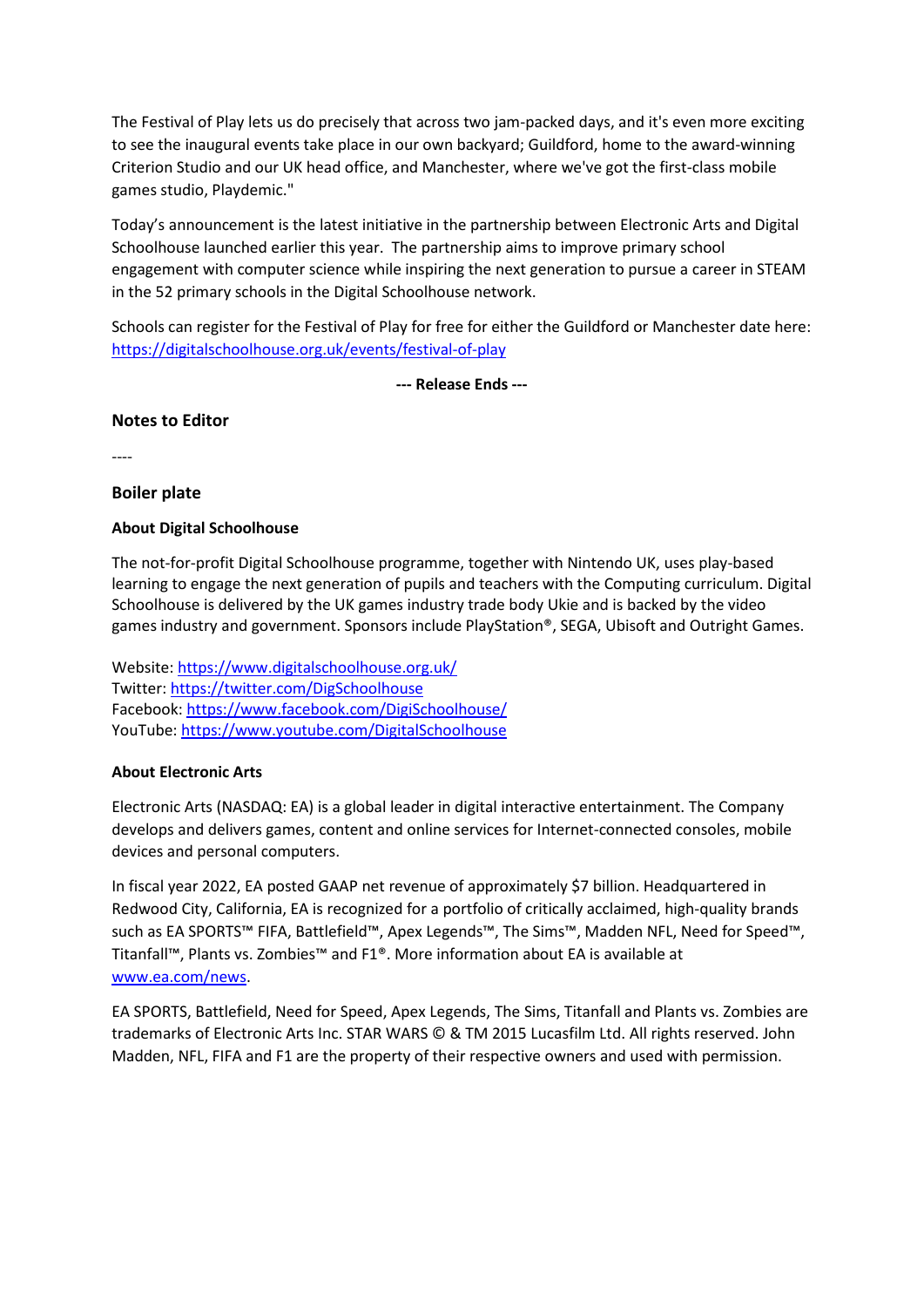The Festival of Play lets us do precisely that across two jam-packed days, and it's even more exciting to see the inaugural events take place in our own backyard; Guildford, home to the award-winning Criterion Studio and our UK head office, and Manchester, where we've got the first-class mobile games studio, Playdemic."

Today's announcement is the latest initiative in the partnership between Electronic Arts and Digital Schoolhouse launched earlier this year. The partnership aims to improve primary school engagement with computer science while inspiring the next generation to pursue a career in STEAM in the 52 primary schools in the Digital Schoolhouse network.

Schools can register for the Festival of Play for free for either the Guildford or Manchester date here: [https://digitalschoolhouse.org.uk/events/festival-of-play](https://digitalschoolhouse.org.uk/events/festival-of-play)

**--- Release Ends ---**

### Notes to Editor

----

### Boiler plate

**About Digital Schoolhouse**

The not-for-profit Digital Schoolhouse programme, together with Nintendo UK, uses play-based learning to engage the next generation of pupils and teachers with the Computing curriculum. Digital Schoolhouse is delivered by the UK games industry trade body Ukie and is backed by the video games industry and government. Sponsors include PlayStation®, SEGA, Ubisoft and Outright Games.

Website: [https://www.digitalschoolhouse.org.uk/](https://www.digitalschoolhouse.org.uk/)
Twitter: [https://twitter.com/DigSchoolhouse](https://twitter.com/DigSchoolhouse)
Facebook: [https://www.facebook.com/DigiSchoolhouse/](https://www.facebook.com/DigiSchoolhouse/)
YouTube: [https://www.youtube.com/DigitalSchoolhouse](https://www.youtube.com/DigitalSchoolhouse)

**About Electronic Arts**

Electronic Arts (NASDAQ: EA) is a global leader in digital interactive entertainment. The Company develops and delivers games, content and online services for Internet-connected consoles, mobile devices and personal computers.

In fiscal year 2022, EA posted GAAP net revenue of approximately $7 billion. Headquartered in Redwood City, California, EA is recognized for a portfolio of critically acclaimed, high-quality brands such as EA SPORTS™ FIFA, Battlefield™, Apex Legends™, The Sims™, Madden NFL, Need for Speed™, Titanfall™, Plants vs. Zombies™ and F1®. More information about EA is available at [www.ea.com/news](www.ea.com/news).

EA SPORTS, Battlefield, Need for Speed, Apex Legends, The Sims, Titanfall and Plants vs. Zombies are trademarks of Electronic Arts Inc. STAR WARS © & TM 2015 Lucasfilm Ltd. All rights reserved. John Madden, NFL, FIFA and F1 are the property of their respective owners and used with permission.